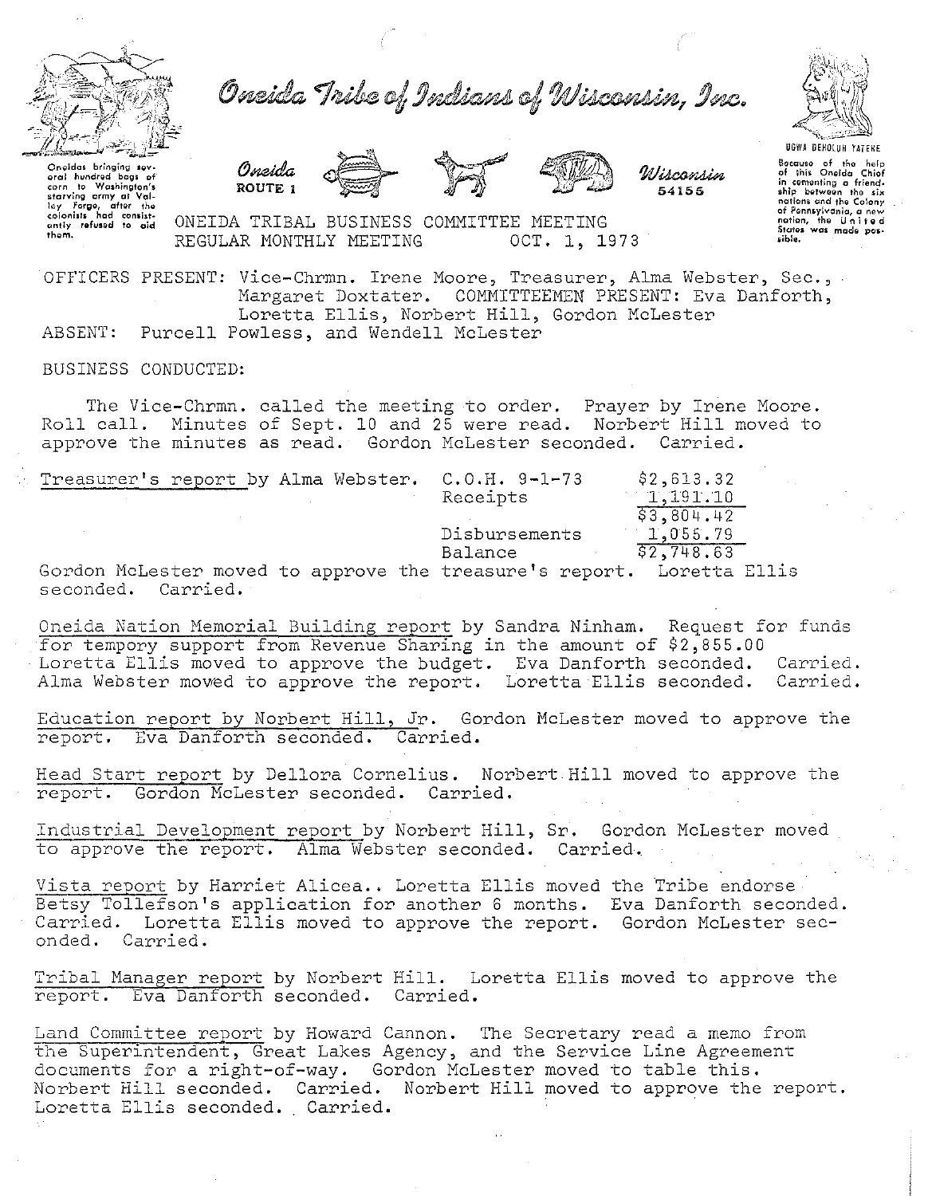# Oneida Tribe of Indians of Wisconsin, Inc.

Oneidas bringing several hundred bags of corn to Washington's starving army at Valley Forge, after the colonists had consistently refused to aid them.

Oneida ROUTE 1 Wisconsin 54155

UGWA DEHOLUH YATEHE

Because of the help of this Oneida Chief in cementing a friendship between the six nations and the Colony of Pennsylvania, a new nation, the United States was made possible.

ONEIDA TRIBAL BUSINESS COMMITTEE MEETING
REGULAR MONTHLY MEETING OCT. 1, 1973

OFFICERS PRESENT: Vice-Chrmn. Irene Moore, Treasurer, Alma Webster, Sec., Margaret Doxtater. COMMITTEEMEN PRESENT: Eva Danforth, Loretta Ellis, Norbert Hill, Gordon McLester
ABSENT: Purcell Powless, and Wendell McLester

BUSINESS CONDUCTED:

The Vice-Chrmn. called the meeting to order. Prayer by Irene Moore. Roll call. Minutes of Sept. 10 and 25 were read. Norbert Hill moved to approve the minutes as read. Gordon McLester seconded. Carried.

Treasurer's report by Alma Webster.

| | |
|---|---|
| C.O.H. 9-1-73 | $2,613.32 |
| Receipts | 1,191.10 |
| | $3,804.42 |
| Disbursements | 1,055.79 |
| Balance | $2,748.63 |

Gordon McLester moved to approve the treasure's report. Loretta Ellis seconded. Carried.

Oneida Nation Memorial Building report by Sandra Ninham. Request for funds for tempory support from Revenue Sharing in the amount of $2,855.00 Loretta Ellis moved to approve the budget. Eva Danforth seconded. Carried. Alma Webster moved to approve the report. Loretta Ellis seconded. Carried.

Education report by Norbert Hill, Jr. Gordon McLester moved to approve the report. Eva Danforth seconded. Carried.

Head Start report by Dellora Cornelius. Norbert Hill moved to approve the report. Gordon McLester seconded. Carried.

Industrial Development report by Norbert Hill, Sr. Gordon McLester moved to approve the report. Alma Webster seconded. Carried.

Vista report by Harriet Alicea.. Loretta Ellis moved the Tribe endorse Betsy Tollefson's application for another 6 months. Eva Danforth seconded. Carried. Loretta Ellis moved to approve the report. Gordon McLester seconded. Carried.

Tribal Manager report by Norbert Hill. Loretta Ellis moved to approve the report. Eva Danforth seconded. Carried.

Land Committee report by Howard Cannon. The Secretary read a memo from the Superintendent, Great Lakes Agency, and the Service Line Agreement documents for a right-of-way. Gordon McLester moved to table this. Norbert Hill seconded. Carried. Norbert Hill moved to approve the report. Loretta Ellis seconded. Carried.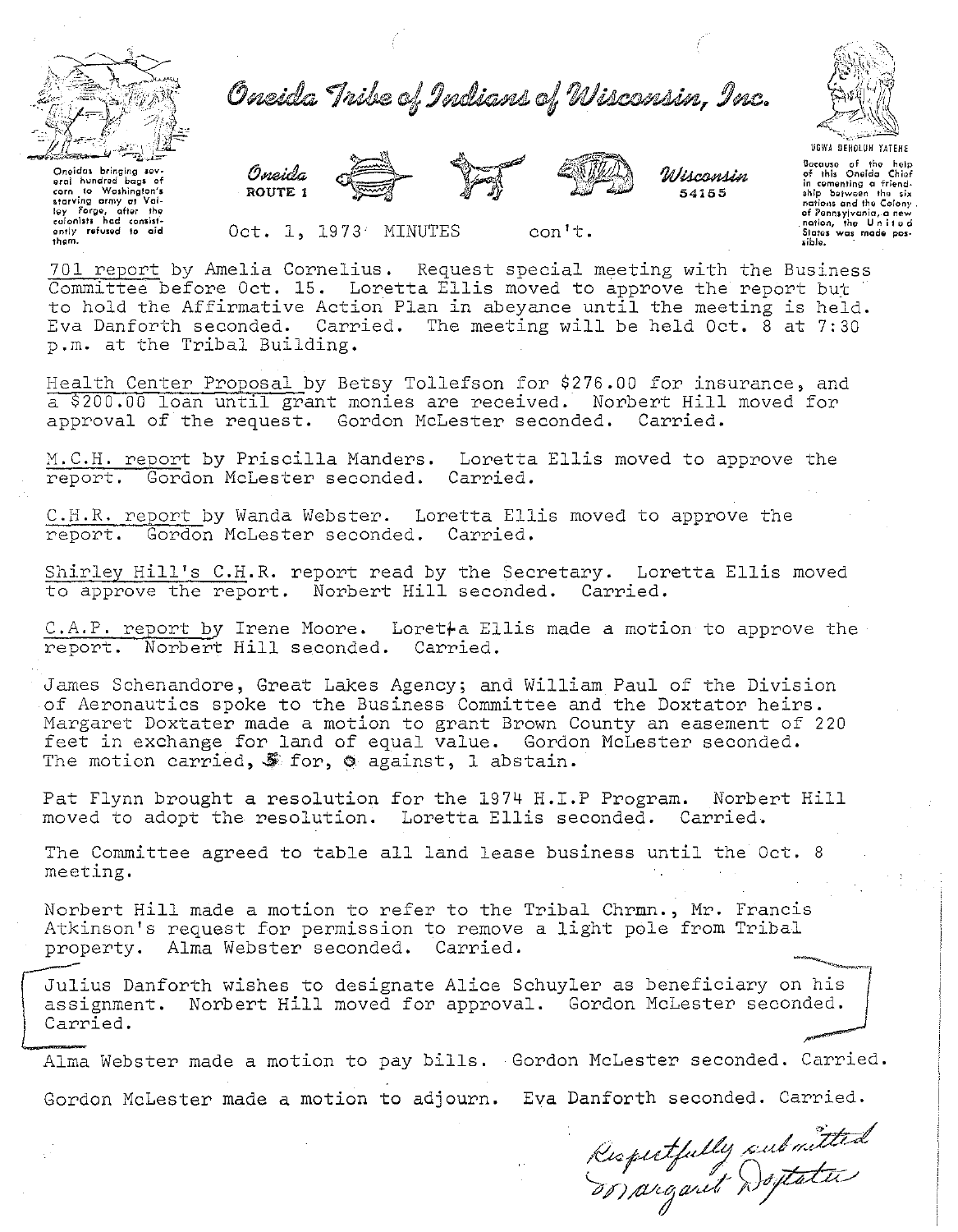Oneida Tribe of Indians of Wisconsin, Inc.

Oneidas bringing several hundred bags of corn to Washington's starving army at Valley Forge, after the colonists had consistently refused to aid them.

Oneida ROUTE 1 Wisconsin 54155

UGWA DEHOLUH YATEHE

Because of the help of this Oneida Chief in cementing a friendship between the six nations and the Colony of Pennsylvania, a new nation, the United States was made possible.

Oct. 1, 1973 MINUTES con't.

701 report by Amelia Cornelius. Request special meeting with the Business Committee before Oct. 15. Loretta Ellis moved to approve the report but to hold the Affirmative Action Plan in abeyance until the meeting is held. Eva Danforth seconded. Carried. The meeting will be held Oct. 8 at 7:30 p.m. at the Tribal Building.

Health Center Proposal by Betsy Tollefson for $276.00 for insurance, and a $200.00 loan until grant monies are received. Norbert Hill moved for approval of the request. Gordon McLester seconded. Carried.

M.C.H. report by Priscilla Manders. Loretta Ellis moved to approve the report. Gordon McLester seconded. Carried.

C.H.R. report by Wanda Webster. Loretta Ellis moved to approve the report. Gordon McLester seconded. Carried.

Shirley Hill's C.H.R. report read by the Secretary. Loretta Ellis moved to approve the report. Norbert Hill seconded. Carried.

C.A.P. report by Irene Moore. Loretta Ellis made a motion to approve the report. Norbert Hill seconded. Carried.

James Schenandore, Great Lakes Agency; and William Paul of the Division of Aeronautics spoke to the Business Committee and the Doxtator heirs. Margaret Doxtater made a motion to grant Brown County an easement of 220 feet in exchange for land of equal value. Gordon McLester seconded. The motion carried, 5 for, 0 against, 1 abstain.

Pat Flynn brought a resolution for the 1974 H.I.P Program. Norbert Hill moved to adopt the resolution. Loretta Ellis seconded. Carried.

The Committee agreed to table all land lease business until the Oct. 8 meeting.

Norbert Hill made a motion to refer to the Tribal Chrmn., Mr. Francis Atkinson's request for permission to remove a light pole from Tribal property. Alma Webster seconded. Carried.

Julius Danforth wishes to designate Alice Schuyler as beneficiary on his assignment. Norbert Hill moved for approval. Gordon McLester seconded. Carried.

Alma Webster made a motion to pay bills. Gordon McLester seconded. Carried.

Gordon McLester made a motion to adjourn. Eva Danforth seconded. Carried.

Respectfully submitted
Margaret Doxtater